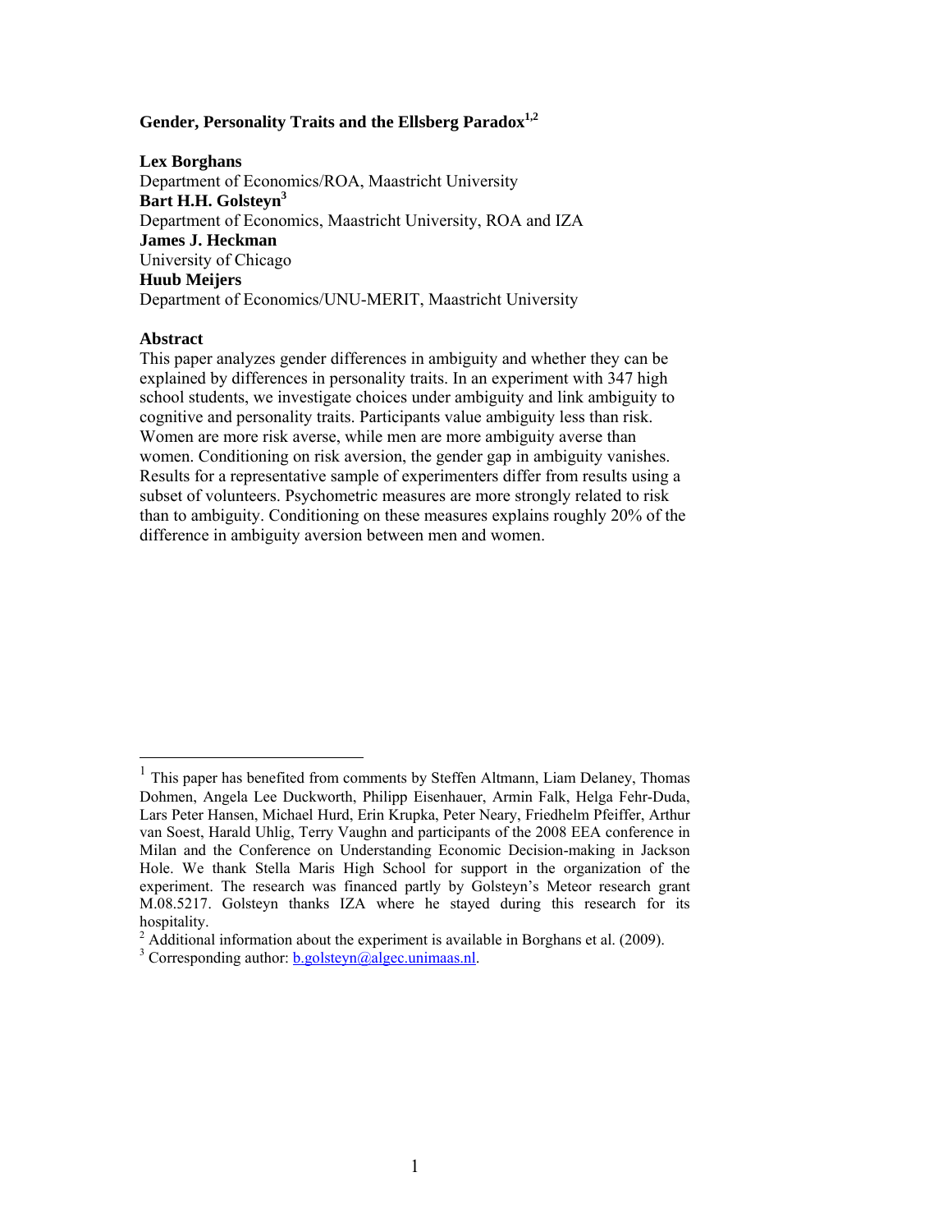# Gender, Personality Traits and the Ellsberg Paradox[1,2]

**Lex Borghans**
Department of Economics/ROA, Maastricht University
**Bart H.H. Golsteyn[3]**
Department of Economics, Maastricht University, ROA and IZA
**James J. Heckman**
University of Chicago
**Huub Meijers**
Department of Economics/UNU-MERIT, Maastricht University

## Abstract

This paper analyzes gender differences in ambiguity and whether they can be explained by differences in personality traits. In an experiment with 347 high school students, we investigate choices under ambiguity and link ambiguity to cognitive and personality traits. Participants value ambiguity less than risk. Women are more risk averse, while men are more ambiguity averse than women. Conditioning on risk aversion, the gender gap in ambiguity vanishes. Results for a representative sample of experimenters differ from results using a subset of volunteers. Psychometric measures are more strongly related to risk than to ambiguity. Conditioning on these measures explains roughly 20% of the difference in ambiguity aversion between men and women.

---

[1] This paper has benefited from comments by Steffen Altmann, Liam Delaney, Thomas Dohmen, Angela Lee Duckworth, Philipp Eisenhauer, Armin Falk, Helga Fehr-Duda, Lars Peter Hansen, Michael Hurd, Erin Krupka, Peter Neary, Friedhelm Pfeiffer, Arthur van Soest, Harald Uhlig, Terry Vaughn and participants of the 2008 EEA conference in Milan and the Conference on Understanding Economic Decision-making in Jackson Hole. We thank Stella Maris High School for support in the organization of the experiment. The research was financed partly by Golsteyn's Meteor research grant M.08.5217. Golsteyn thanks IZA where he stayed during this research for its hospitality.

[2] Additional information about the experiment is available in Borghans et al. (2009).

[3] Corresponding author: b.golsteyn@algec.unimaas.nl.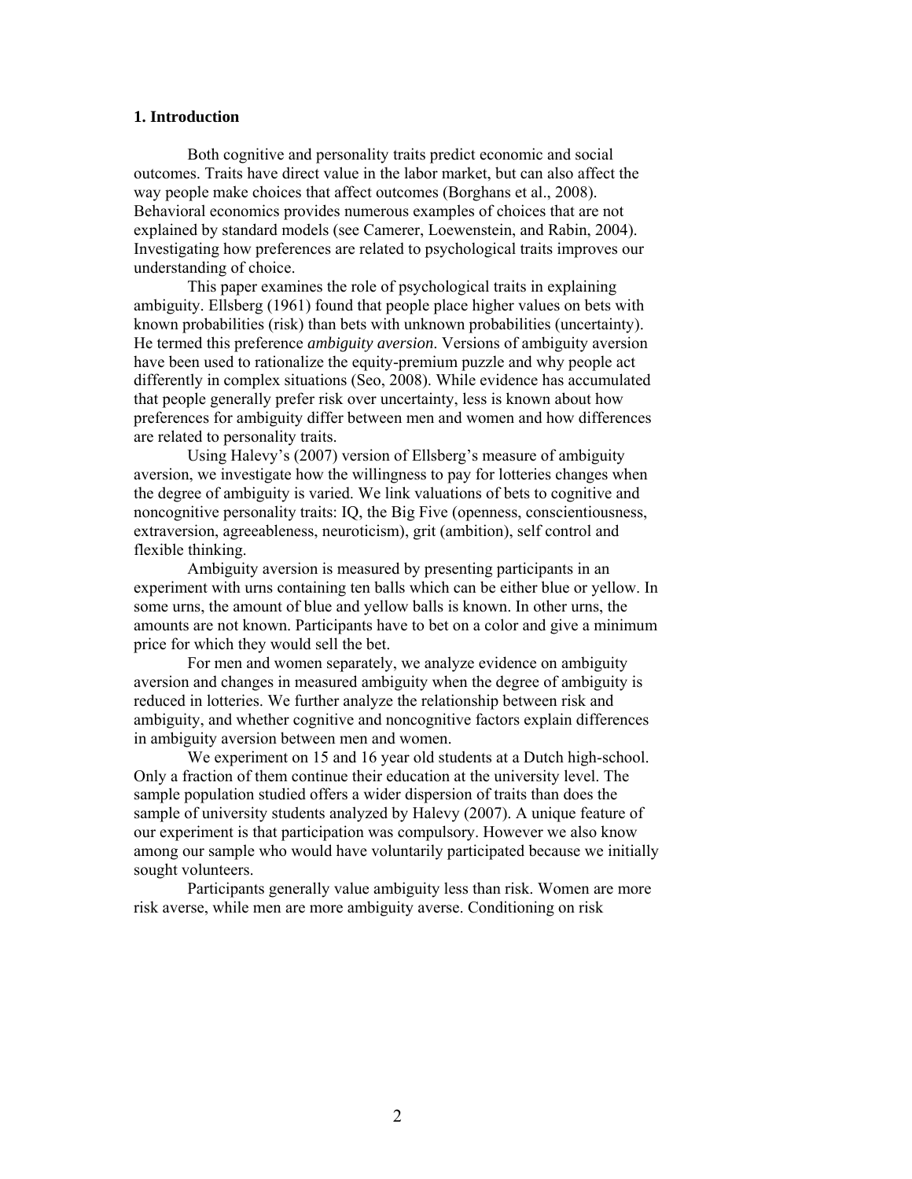## 1. Introduction

Both cognitive and personality traits predict economic and social outcomes. Traits have direct value in the labor market, but can also affect the way people make choices that affect outcomes (Borghans et al., 2008). Behavioral economics provides numerous examples of choices that are not explained by standard models (see Camerer, Loewenstein, and Rabin, 2004). Investigating how preferences are related to psychological traits improves our understanding of choice.

This paper examines the role of psychological traits in explaining ambiguity. Ellsberg (1961) found that people place higher values on bets with known probabilities (risk) than bets with unknown probabilities (uncertainty). He termed this preference *ambiguity aversion*. Versions of ambiguity aversion have been used to rationalize the equity-premium puzzle and why people act differently in complex situations (Seo, 2008). While evidence has accumulated that people generally prefer risk over uncertainty, less is known about how preferences for ambiguity differ between men and women and how differences are related to personality traits.

Using Halevy's (2007) version of Ellsberg's measure of ambiguity aversion, we investigate how the willingness to pay for lotteries changes when the degree of ambiguity is varied. We link valuations of bets to cognitive and noncognitive personality traits: IQ, the Big Five (openness, conscientiousness, extraversion, agreeableness, neuroticism), grit (ambition), self control and flexible thinking.

Ambiguity aversion is measured by presenting participants in an experiment with urns containing ten balls which can be either blue or yellow. In some urns, the amount of blue and yellow balls is known. In other urns, the amounts are not known. Participants have to bet on a color and give a minimum price for which they would sell the bet.

For men and women separately, we analyze evidence on ambiguity aversion and changes in measured ambiguity when the degree of ambiguity is reduced in lotteries. We further analyze the relationship between risk and ambiguity, and whether cognitive and noncognitive factors explain differences in ambiguity aversion between men and women.

We experiment on 15 and 16 year old students at a Dutch high-school. Only a fraction of them continue their education at the university level. The sample population studied offers a wider dispersion of traits than does the sample of university students analyzed by Halevy (2007). A unique feature of our experiment is that participation was compulsory. However we also know among our sample who would have voluntarily participated because we initially sought volunteers.

Participants generally value ambiguity less than risk. Women are more risk averse, while men are more ambiguity averse. Conditioning on risk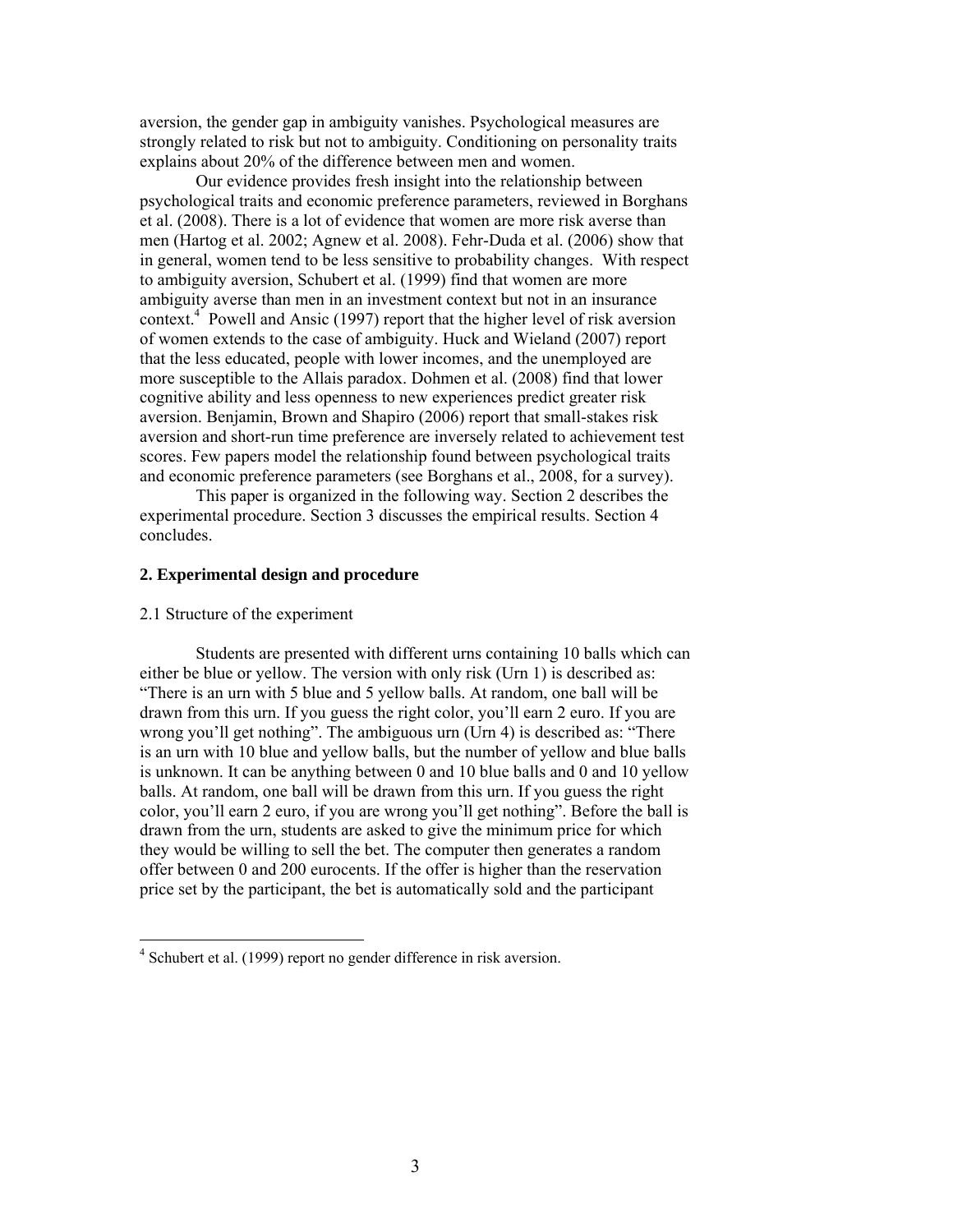aversion, the gender gap in ambiguity vanishes. Psychological measures are strongly related to risk but not to ambiguity. Conditioning on personality traits explains about 20% of the difference between men and women.

Our evidence provides fresh insight into the relationship between psychological traits and economic preference parameters, reviewed in Borghans et al. (2008). There is a lot of evidence that women are more risk averse than men (Hartog et al. 2002; Agnew et al. 2008). Fehr-Duda et al. (2006) show that in general, women tend to be less sensitive to probability changes. With respect to ambiguity aversion, Schubert et al. (1999) find that women are more ambiguity averse than men in an investment context but not in an insurance context.[4] Powell and Ansic (1997) report that the higher level of risk aversion of women extends to the case of ambiguity. Huck and Wieland (2007) report that the less educated, people with lower incomes, and the unemployed are more susceptible to the Allais paradox. Dohmen et al. (2008) find that lower cognitive ability and less openness to new experiences predict greater risk aversion. Benjamin, Brown and Shapiro (2006) report that small-stakes risk aversion and short-run time preference are inversely related to achievement test scores. Few papers model the relationship found between psychological traits and economic preference parameters (see Borghans et al., 2008, for a survey).

This paper is organized in the following way. Section 2 describes the experimental procedure. Section 3 discusses the empirical results. Section 4 concludes.

## 2. Experimental design and procedure

### 2.1 Structure of the experiment

Students are presented with different urns containing 10 balls which can either be blue or yellow. The version with only risk (Urn 1) is described as: "There is an urn with 5 blue and 5 yellow balls. At random, one ball will be drawn from this urn. If you guess the right color, you'll earn 2 euro. If you are wrong you'll get nothing". The ambiguous urn (Urn 4) is described as: "There is an urn with 10 blue and yellow balls, but the number of yellow and blue balls is unknown. It can be anything between 0 and 10 blue balls and 0 and 10 yellow balls. At random, one ball will be drawn from this urn. If you guess the right color, you'll earn 2 euro, if you are wrong you'll get nothing". Before the ball is drawn from the urn, students are asked to give the minimum price for which they would be willing to sell the bet. The computer then generates a random offer between 0 and 200 eurocents. If the offer is higher than the reservation price set by the participant, the bet is automatically sold and the participant

[4] Schubert et al. (1999) report no gender difference in risk aversion.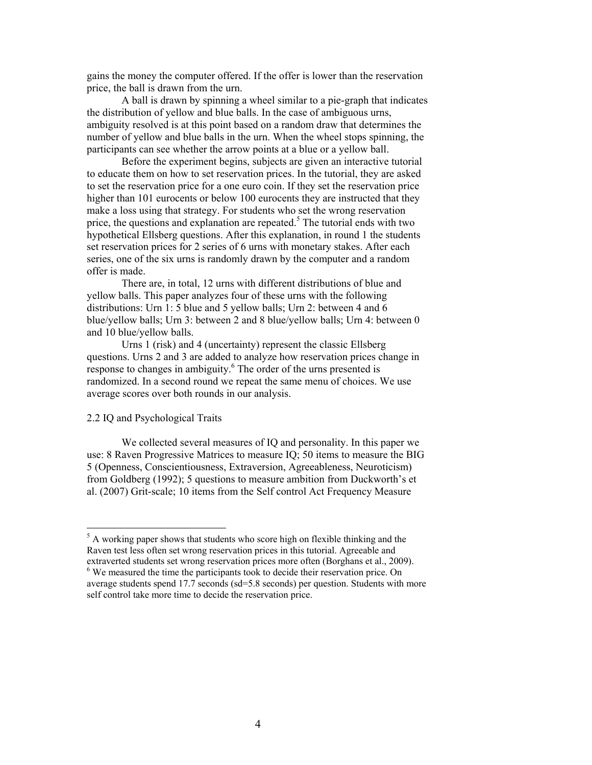gains the money the computer offered. If the offer is lower than the reservation price, the ball is drawn from the urn.

A ball is drawn by spinning a wheel similar to a pie-graph that indicates the distribution of yellow and blue balls. In the case of ambiguous urns, ambiguity resolved is at this point based on a random draw that determines the number of yellow and blue balls in the urn. When the wheel stops spinning, the participants can see whether the arrow points at a blue or a yellow ball.

Before the experiment begins, subjects are given an interactive tutorial to educate them on how to set reservation prices. In the tutorial, they are asked to set the reservation price for a one euro coin. If they set the reservation price higher than 101 eurocents or below 100 eurocents they are instructed that they make a loss using that strategy. For students who set the wrong reservation price, the questions and explanation are repeated.[5] The tutorial ends with two hypothetical Ellsberg questions. After this explanation, in round 1 the students set reservation prices for 2 series of 6 urns with monetary stakes. After each series, one of the six urns is randomly drawn by the computer and a random offer is made.

There are, in total, 12 urns with different distributions of blue and yellow balls. This paper analyzes four of these urns with the following distributions: Urn 1: 5 blue and 5 yellow balls; Urn 2: between 4 and 6 blue/yellow balls; Urn 3: between 2 and 8 blue/yellow balls; Urn 4: between 0 and 10 blue/yellow balls.

Urns 1 (risk) and 4 (uncertainty) represent the classic Ellsberg questions. Urns 2 and 3 are added to analyze how reservation prices change in response to changes in ambiguity.[6] The order of the urns presented is randomized. In a second round we repeat the same menu of choices. We use average scores over both rounds in our analysis.

## 2.2 IQ and Psychological Traits

We collected several measures of IQ and personality. In this paper we use: 8 Raven Progressive Matrices to measure IQ; 50 items to measure the BIG 5 (Openness, Conscientiousness, Extraversion, Agreeableness, Neuroticism) from Goldberg (1992); 5 questions to measure ambition from Duckworth's et al. (2007) Grit-scale; 10 items from the Self control Act Frequency Measure

---

[5] A working paper shows that students who score high on flexible thinking and the Raven test less often set wrong reservation prices in this tutorial. Agreeable and extraverted students set wrong reservation prices more often (Borghans et al., 2009).

[6] We measured the time the participants took to decide their reservation price. On average students spend 17.7 seconds (sd=5.8 seconds) per question. Students with more self control take more time to decide the reservation price.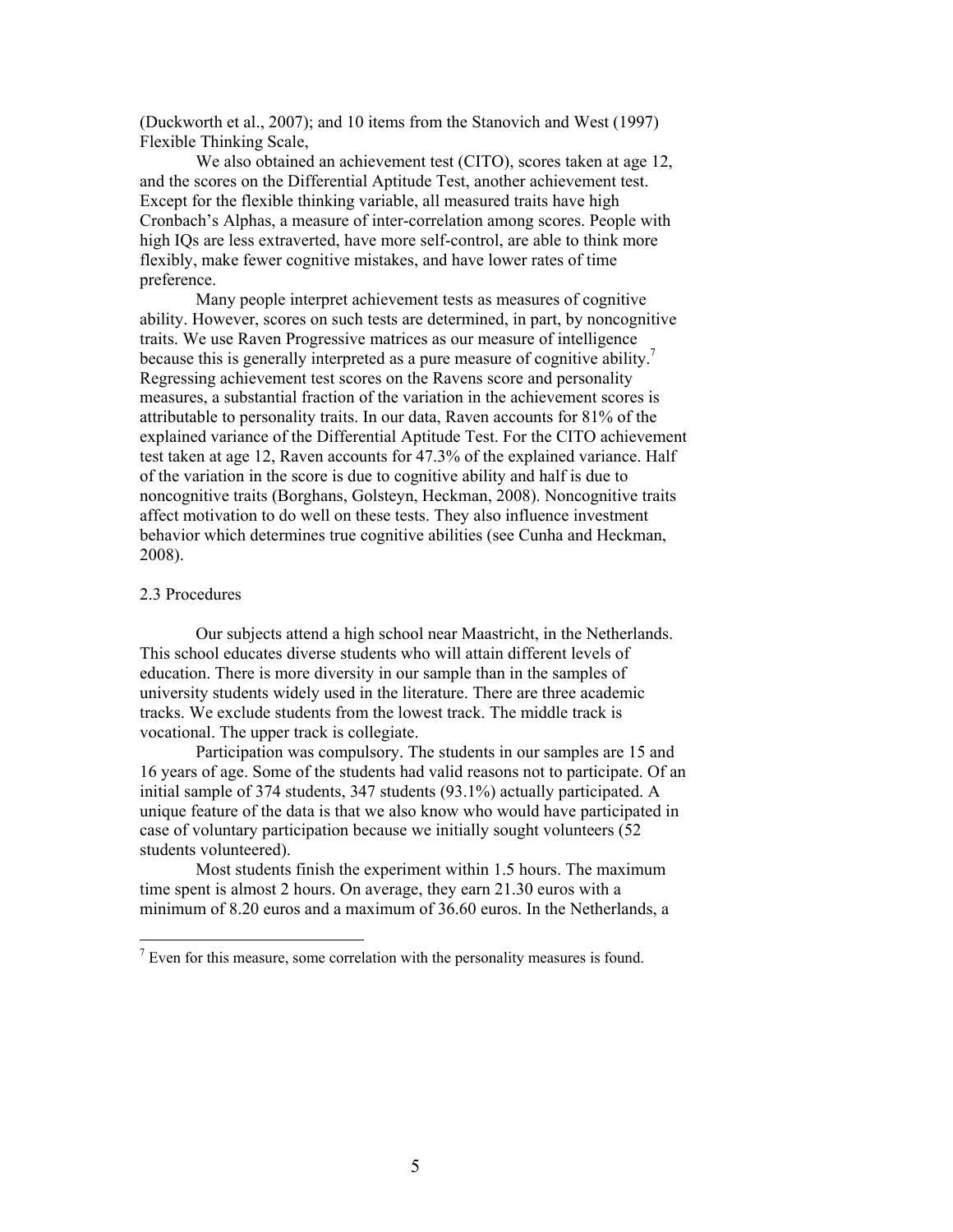(Duckworth et al., 2007); and 10 items from the Stanovich and West (1997) Flexible Thinking Scale,

We also obtained an achievement test (CITO), scores taken at age 12, and the scores on the Differential Aptitude Test, another achievement test. Except for the flexible thinking variable, all measured traits have high Cronbach's Alphas, a measure of inter-correlation among scores. People with high IQs are less extraverted, have more self-control, are able to think more flexibly, make fewer cognitive mistakes, and have lower rates of time preference.

Many people interpret achievement tests as measures of cognitive ability. However, scores on such tests are determined, in part, by noncognitive traits. We use Raven Progressive matrices as our measure of intelligence because this is generally interpreted as a pure measure of cognitive ability.[7] Regressing achievement test scores on the Ravens score and personality measures, a substantial fraction of the variation in the achievement scores is attributable to personality traits. In our data, Raven accounts for 81% of the explained variance of the Differential Aptitude Test. For the CITO achievement test taken at age 12, Raven accounts for 47.3% of the explained variance. Half of the variation in the score is due to cognitive ability and half is due to noncognitive traits (Borghans, Golsteyn, Heckman, 2008). Noncognitive traits affect motivation to do well on these tests. They also influence investment behavior which determines true cognitive abilities (see Cunha and Heckman, 2008).

## 2.3 Procedures

Our subjects attend a high school near Maastricht, in the Netherlands. This school educates diverse students who will attain different levels of education. There is more diversity in our sample than in the samples of university students widely used in the literature. There are three academic tracks. We exclude students from the lowest track. The middle track is vocational. The upper track is collegiate.

Participation was compulsory. The students in our samples are 15 and 16 years of age. Some of the students had valid reasons not to participate. Of an initial sample of 374 students, 347 students (93.1%) actually participated. A unique feature of the data is that we also know who would have participated in case of voluntary participation because we initially sought volunteers (52 students volunteered).

Most students finish the experiment within 1.5 hours. The maximum time spent is almost 2 hours. On average, they earn 21.30 euros with a minimum of 8.20 euros and a maximum of 36.60 euros. In the Netherlands, a

[7] Even for this measure, some correlation with the personality measures is found.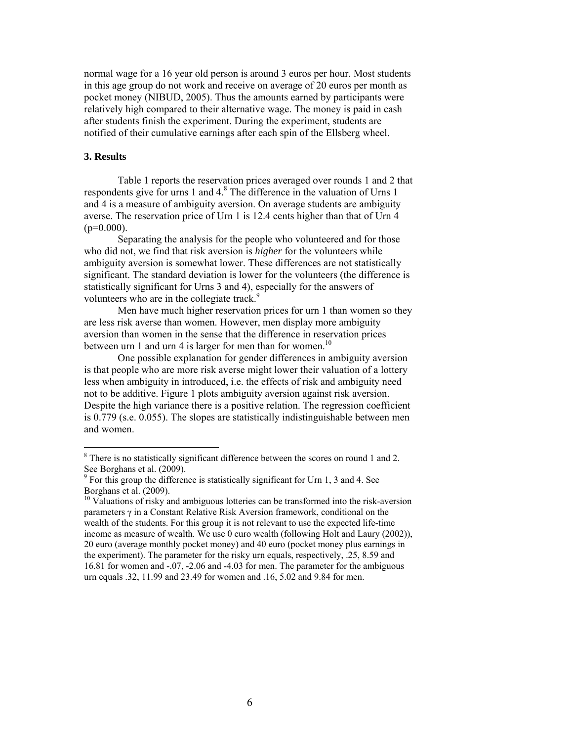normal wage for a 16 year old person is around 3 euros per hour. Most students in this age group do not work and receive on average of 20 euros per month as pocket money (NIBUD, 2005). Thus the amounts earned by participants were relatively high compared to their alternative wage. The money is paid in cash after students finish the experiment. During the experiment, students are notified of their cumulative earnings after each spin of the Ellsberg wheel.

### 3. Results

Table 1 reports the reservation prices averaged over rounds 1 and 2 that respondents give for urns 1 and 4.[8] The difference in the valuation of Urns 1 and 4 is a measure of ambiguity aversion. On average students are ambiguity averse. The reservation price of Urn 1 is 12.4 cents higher than that of Urn 4 ($p=0.000$).

Separating the analysis for the people who volunteered and for those who did not, we find that risk aversion is *higher* for the volunteers while ambiguity aversion is somewhat lower. These differences are not statistically significant. The standard deviation is lower for the volunteers (the difference is statistically significant for Urns 3 and 4), especially for the answers of volunteers who are in the collegiate track.[9]

Men have much higher reservation prices for urn 1 than women so they are less risk averse than women. However, men display more ambiguity aversion than women in the sense that the difference in reservation prices between urn 1 and urn 4 is larger for men than for women.[10]

One possible explanation for gender differences in ambiguity aversion is that people who are more risk averse might lower their valuation of a lottery less when ambiguity in introduced, i.e. the effects of risk and ambiguity need not to be additive. Figure 1 plots ambiguity aversion against risk aversion. Despite the high variance there is a positive relation. The regression coefficient is 0.779 (s.e. 0.055). The slopes are statistically indistinguishable between men and women.

---

[8] There is no statistically significant difference between the scores on round 1 and 2. See Borghans et al. (2009).

[9] For this group the difference is statistically significant for Urn 1, 3 and 4. See Borghans et al. (2009).

[10] Valuations of risky and ambiguous lotteries can be transformed into the risk-aversion parameters $\gamma$ in a Constant Relative Risk Aversion framework, conditional on the wealth of the students. For this group it is not relevant to use the expected life-time income as measure of wealth. We use 0 euro wealth (following Holt and Laury (2002)), 20 euro (average monthly pocket money) and 40 euro (pocket money plus earnings in the experiment). The parameter for the risky urn equals, respectively, .25, 8.59 and 16.81 for women and -.07, -2.06 and -4.03 for men. The parameter for the ambiguous urn equals .32, 11.99 and 23.49 for women and .16, 5.02 and 9.84 for men.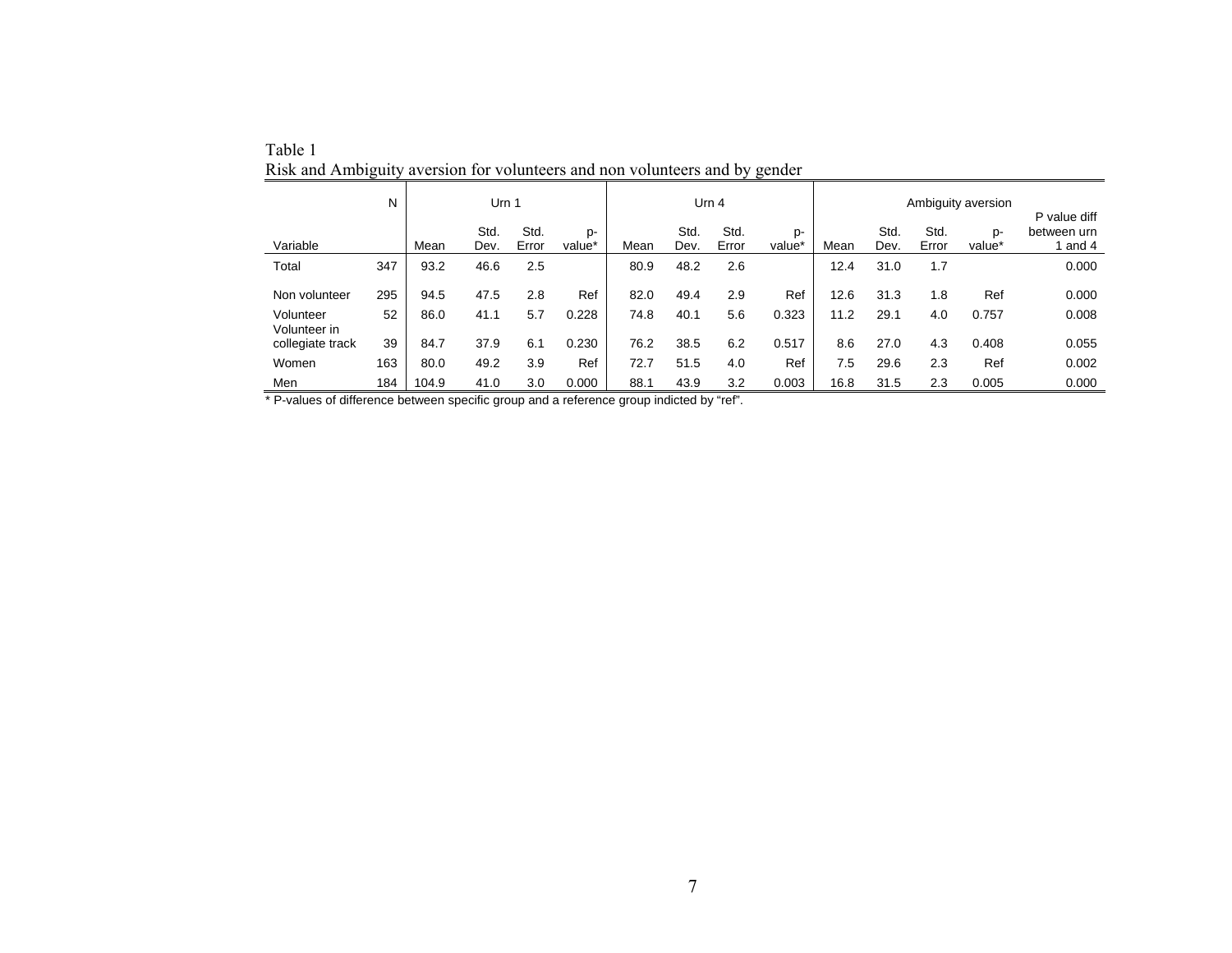Table 1
Risk and Ambiguity aversion for volunteers and non volunteers and by gender

| Variable | N | Urn 1 | | | | Urn 4 | | | | Ambiguity aversion | | | | P value diff between urn 1 and 4 |
|---|---|---|---|---|---|---|---|---|---|---|---|---|---|---|
| | | Mean | Std. Dev. | Std. Error | p-value* | Mean | Std. Dev. | Std. Error | p-value* | Mean | Std. Dev. | Std. Error | p-value* | |
| Total | 347 | 93.2 | 46.6 | 2.5 | | 80.9 | 48.2 | 2.6 | | 12.4 | 31.0 | 1.7 | | 0.000 |
| Non volunteer | 295 | 94.5 | 47.5 | 2.8 | Ref | 82.0 | 49.4 | 2.9 | Ref | 12.6 | 31.3 | 1.8 | Ref | 0.000 |
| Volunteer | 52 | 86.0 | 41.1 | 5.7 | 0.228 | 74.8 | 40.1 | 5.6 | 0.323 | 11.2 | 29.1 | 4.0 | 0.757 | 0.008 |
| Volunteer in collegiate track | 39 | 84.7 | 37.9 | 6.1 | 0.230 | 76.2 | 38.5 | 6.2 | 0.517 | 8.6 | 27.0 | 4.3 | 0.408 | 0.055 |
| Women | 163 | 80.0 | 49.2 | 3.9 | Ref | 72.7 | 51.5 | 4.0 | Ref | 7.5 | 29.6 | 2.3 | Ref | 0.002 |
| Men | 184 | 104.9 | 41.0 | 3.0 | 0.000 | 88.1 | 43.9 | 3.2 | 0.003 | 16.8 | 31.5 | 2.3 | 0.005 | 0.000 |

* P-values of difference between specific group and a reference group indicted by "ref".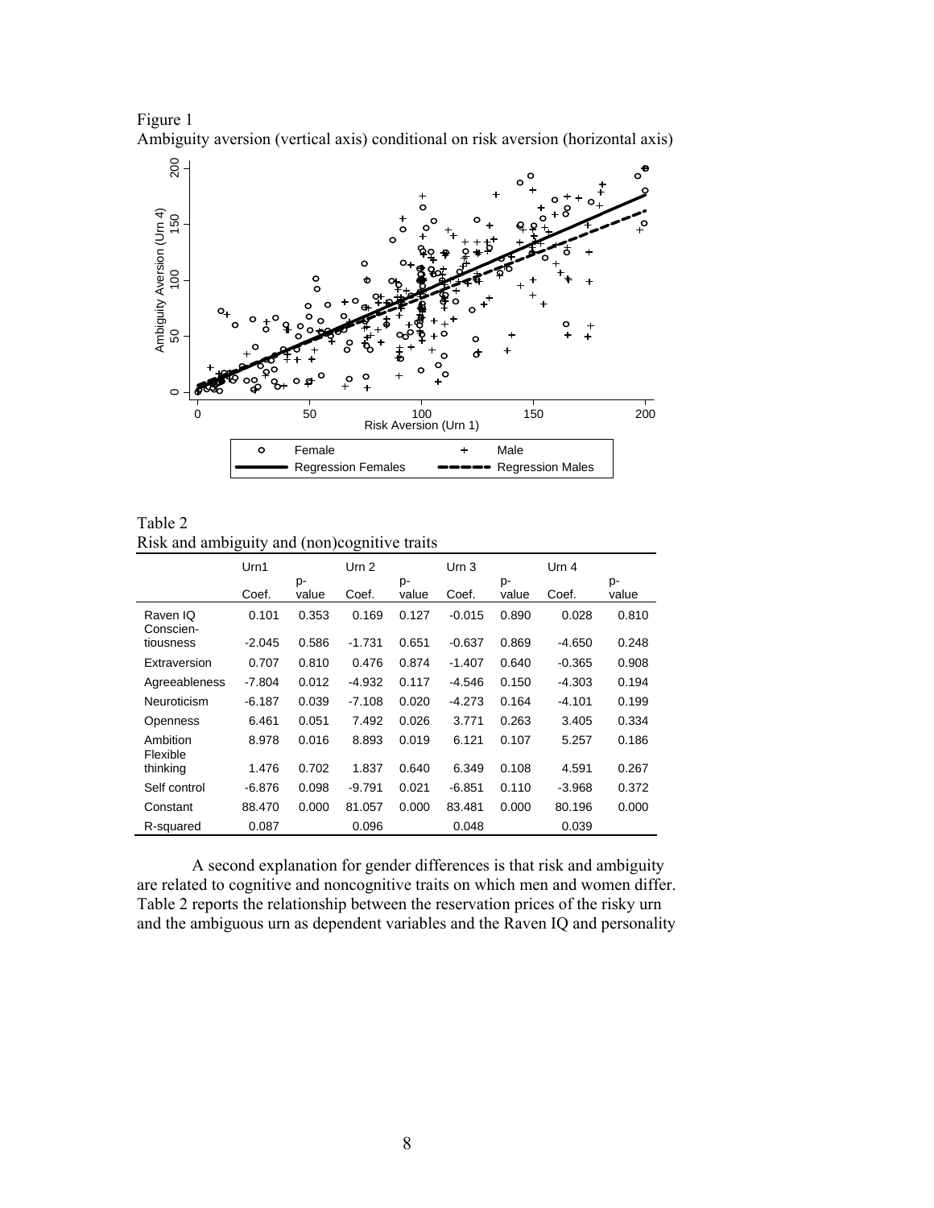Figure 1
Ambiguity aversion (vertical axis) conditional on risk aversion (horizontal axis)

Table 2
Risk and ambiguity and (non)cognitive traits

| | Urn1 | | Urn 2 | | Urn 3 | | Urn 4 | |
|---|---|---|---|---|---|---|---|---|
| | Coef. | p-value | Coef. | p-value | Coef. | p-value | Coef. | p-value |
| Raven IQ | 0.101 | 0.353 | 0.169 | 0.127 | -0.015 | 0.890 | 0.028 | 0.810 |
| Conscientiousness | -2.045 | 0.586 | -1.731 | 0.651 | -0.637 | 0.869 | -4.650 | 0.248 |
| Extraversion | 0.707 | 0.810 | 0.476 | 0.874 | -1.407 | 0.640 | -0.365 | 0.908 |
| Agreeableness | -7.804 | 0.012 | -4.932 | 0.117 | -4.546 | 0.150 | -4.303 | 0.194 |
| Neuroticism | -6.187 | 0.039 | -7.108 | 0.020 | -4.273 | 0.164 | -4.101 | 0.199 |
| Openness | 6.461 | 0.051 | 7.492 | 0.026 | 3.771 | 0.263 | 3.405 | 0.334 |
| Ambition | 8.978 | 0.016 | 8.893 | 0.019 | 6.121 | 0.107 | 5.257 | 0.186 |
| Flexible thinking | 1.476 | 0.702 | 1.837 | 0.640 | 6.349 | 0.108 | 4.591 | 0.267 |
| Self control | -6.876 | 0.098 | -9.791 | 0.021 | -6.851 | 0.110 | -3.968 | 0.372 |
| Constant | 88.470 | 0.000 | 81.057 | 0.000 | 83.481 | 0.000 | 80.196 | 0.000 |
| R-squared | 0.087 | | 0.096 | | 0.048 | | 0.039 | |

A second explanation for gender differences is that risk and ambiguity are related to cognitive and noncognitive traits on which men and women differ. Table 2 reports the relationship between the reservation prices of the risky urn and the ambiguous urn as dependent variables and the Raven IQ and personality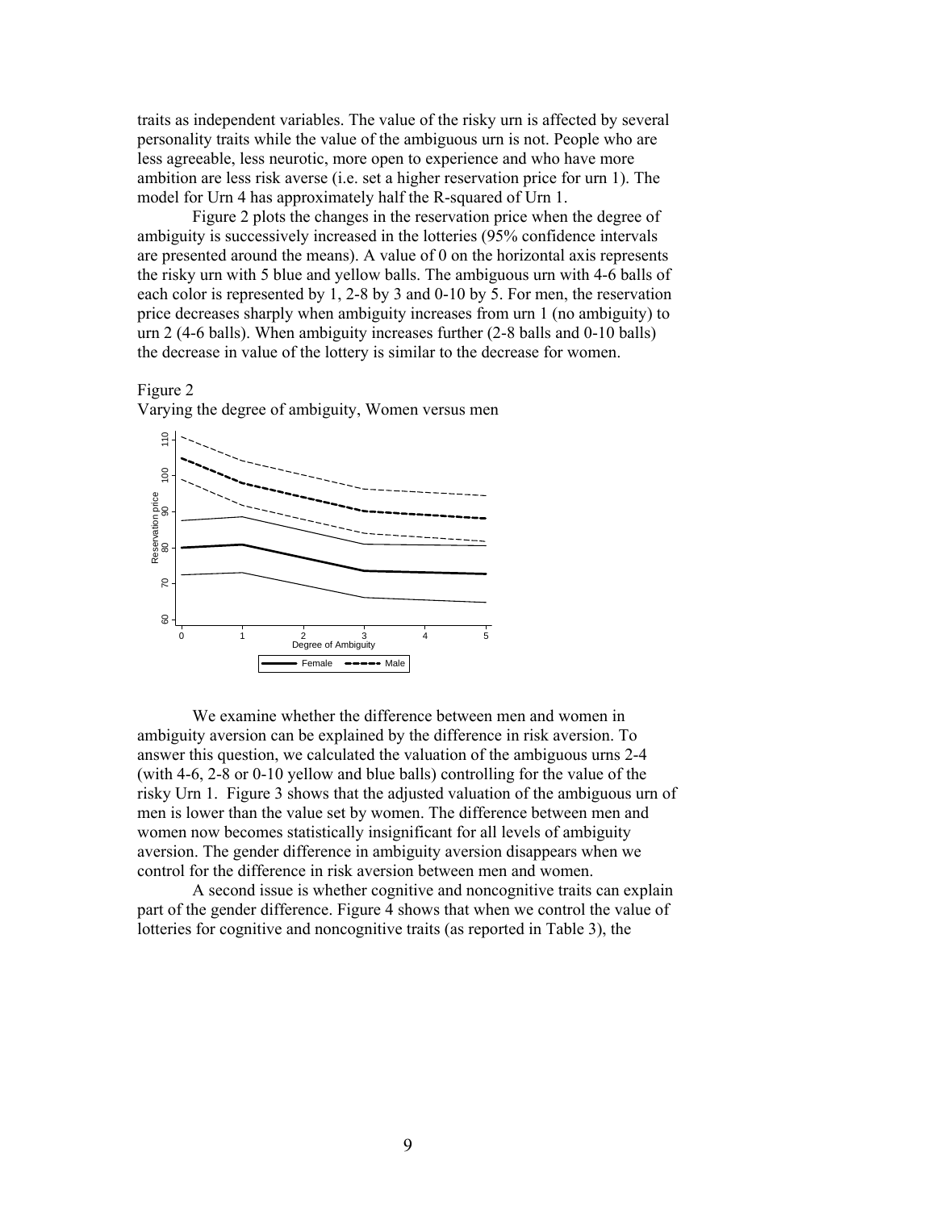traits as independent variables. The value of the risky urn is affected by several personality traits while the value of the ambiguous urn is not. People who are less agreeable, less neurotic, more open to experience and who have more ambition are less risk averse (i.e. set a higher reservation price for urn 1). The model for Urn 4 has approximately half the R-squared of Urn 1.

Figure 2 plots the changes in the reservation price when the degree of ambiguity is successively increased in the lotteries (95% confidence intervals are presented around the means). A value of 0 on the horizontal axis represents the risky urn with 5 blue and yellow balls. The ambiguous urn with 4-6 balls of each color is represented by 1, 2-8 by 3 and 0-10 by 5. For men, the reservation price decreases sharply when ambiguity increases from urn 1 (no ambiguity) to urn 2 (4-6 balls). When ambiguity increases further (2-8 balls and 0-10 balls) the decrease in value of the lottery is similar to the decrease for women.

Figure 2
Varying the degree of ambiguity, Women versus men

We examine whether the difference between men and women in ambiguity aversion can be explained by the difference in risk aversion. To answer this question, we calculated the valuation of the ambiguous urns 2-4 (with 4-6, 2-8 or 0-10 yellow and blue balls) controlling for the value of the risky Urn 1. Figure 3 shows that the adjusted valuation of the ambiguous urn of men is lower than the value set by women. The difference between men and women now becomes statistically insignificant for all levels of ambiguity aversion. The gender difference in ambiguity aversion disappears when we control for the difference in risk aversion between men and women.

A second issue is whether cognitive and noncognitive traits can explain part of the gender difference. Figure 4 shows that when we control the value of lotteries for cognitive and noncognitive traits (as reported in Table 3), the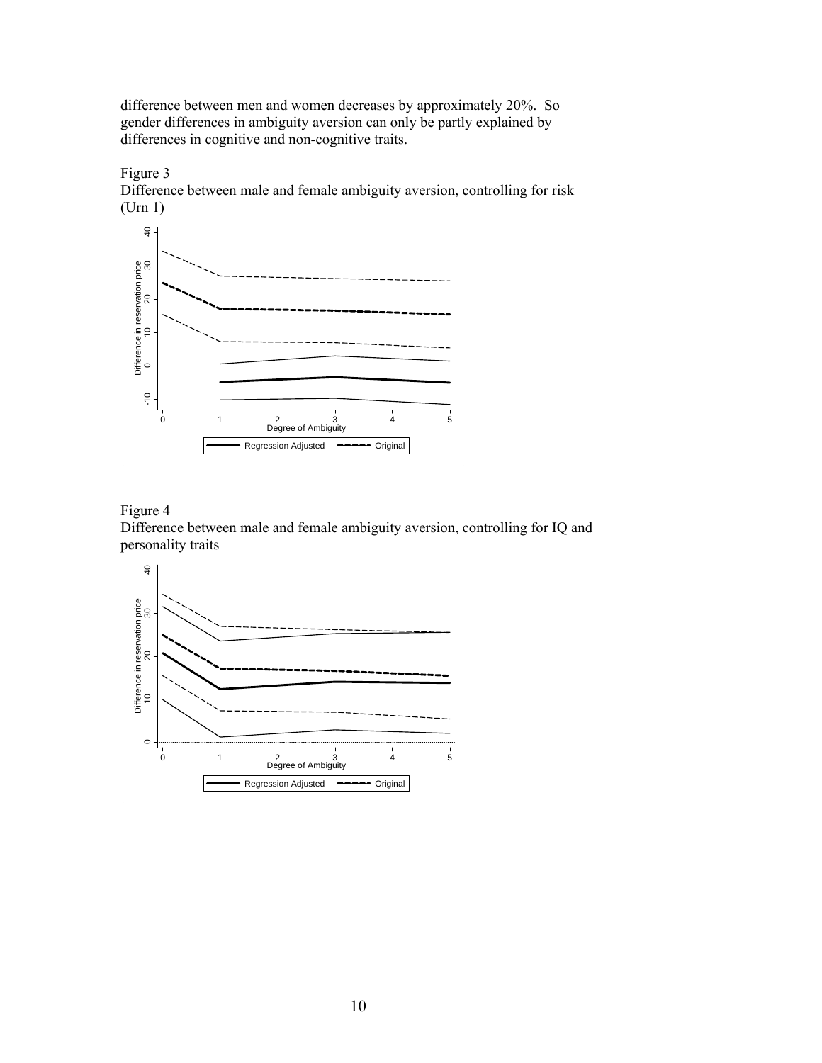difference between men and women decreases by approximately 20%. So gender differences in ambiguity aversion can only be partly explained by differences in cognitive and non-cognitive traits.

Figure 3
Difference between male and female ambiguity aversion, controlling for risk (Urn 1)

Figure 4
Difference between male and female ambiguity aversion, controlling for IQ and personality traits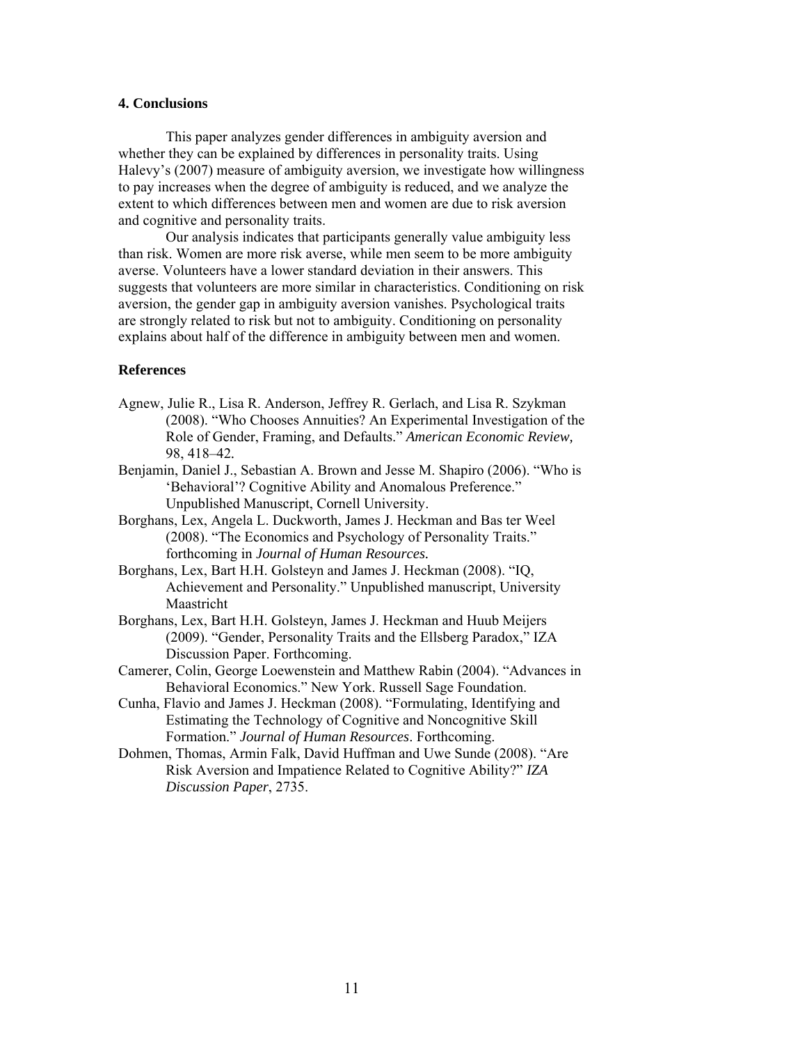## 4. Conclusions

This paper analyzes gender differences in ambiguity aversion and whether they can be explained by differences in personality traits. Using Halevy's (2007) measure of ambiguity aversion, we investigate how willingness to pay increases when the degree of ambiguity is reduced, and we analyze the extent to which differences between men and women are due to risk aversion and cognitive and personality traits.

Our analysis indicates that participants generally value ambiguity less than risk. Women are more risk averse, while men seem to be more ambiguity averse. Volunteers have a lower standard deviation in their answers. This suggests that volunteers are more similar in characteristics. Conditioning on risk aversion, the gender gap in ambiguity aversion vanishes. Psychological traits are strongly related to risk but not to ambiguity. Conditioning on personality explains about half of the difference in ambiguity between men and women.

## References

Agnew, Julie R., Lisa R. Anderson, Jeffrey R. Gerlach, and Lisa R. Szykman (2008). "Who Chooses Annuities? An Experimental Investigation of the Role of Gender, Framing, and Defaults." *American Economic Review,* 98, 418–42.

Benjamin, Daniel J., Sebastian A. Brown and Jesse M. Shapiro (2006). "Who is 'Behavioral'? Cognitive Ability and Anomalous Preference." Unpublished Manuscript, Cornell University.

Borghans, Lex, Angela L. Duckworth, James J. Heckman and Bas ter Weel (2008). "The Economics and Psychology of Personality Traits." forthcoming in *Journal of Human Resources.*

Borghans, Lex, Bart H.H. Golsteyn and James J. Heckman (2008). "IQ, Achievement and Personality." Unpublished manuscript, University Maastricht

Borghans, Lex, Bart H.H. Golsteyn, James J. Heckman and Huub Meijers (2009). "Gender, Personality Traits and the Ellsberg Paradox," IZA Discussion Paper. Forthcoming.

Camerer, Colin, George Loewenstein and Matthew Rabin (2004). "Advances in Behavioral Economics." New York. Russell Sage Foundation.

Cunha, Flavio and James J. Heckman (2008). "Formulating, Identifying and Estimating the Technology of Cognitive and Noncognitive Skill Formation." *Journal of Human Resources*. Forthcoming.

Dohmen, Thomas, Armin Falk, David Huffman and Uwe Sunde (2008). "Are Risk Aversion and Impatience Related to Cognitive Ability?" *IZA Discussion Paper*, 2735.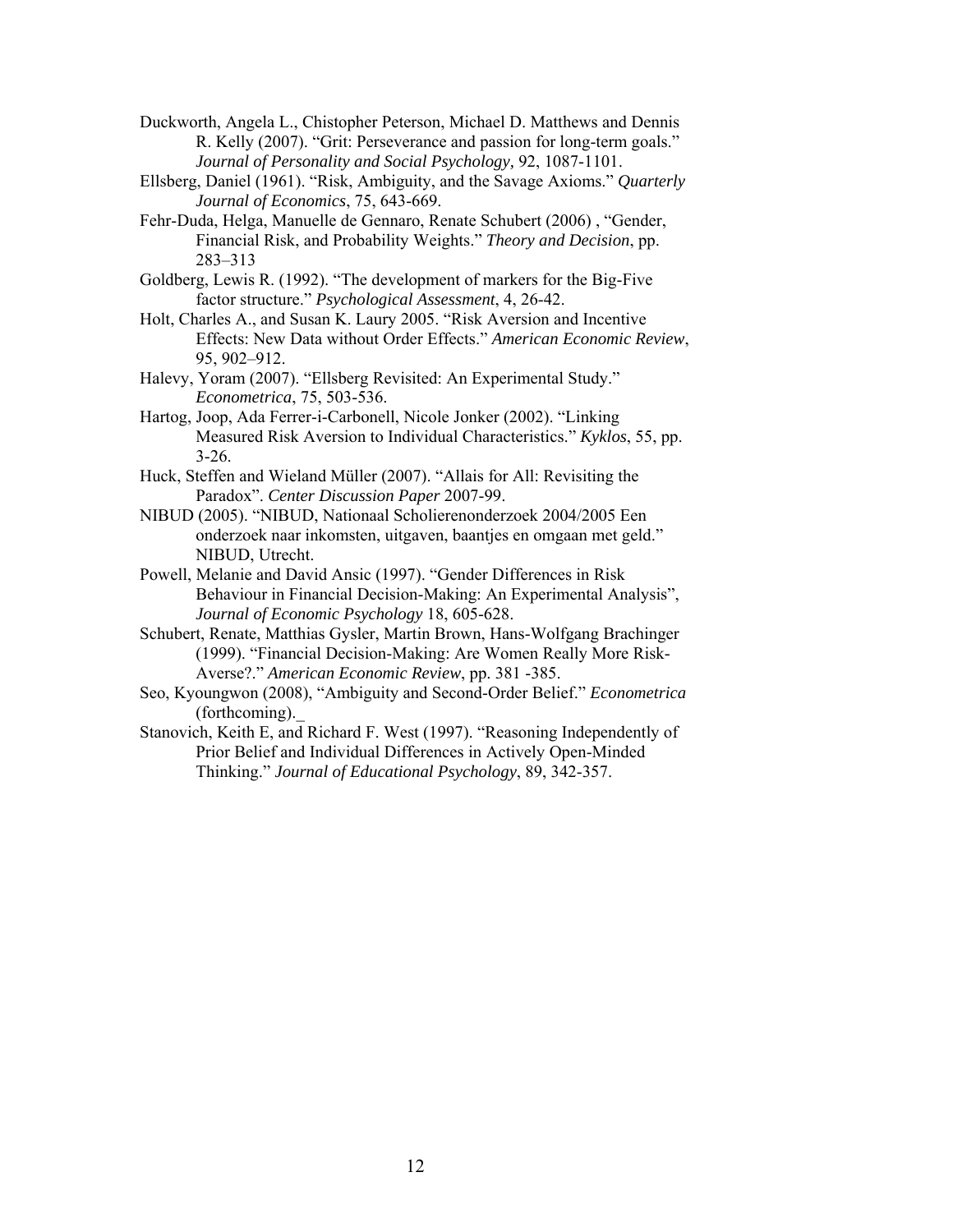Duckworth, Angela L., Chistopher Peterson, Michael D. Matthews and Dennis R. Kelly (2007). “Grit: Perseverance and passion for long-term goals.” *Journal of Personality and Social Psychology,* 92, 1087-1101.

Ellsberg, Daniel (1961). “Risk, Ambiguity, and the Savage Axioms.” *Quarterly Journal of Economics*, 75, 643-669.

Fehr-Duda, Helga, Manuelle de Gennaro, Renate Schubert (2006) , “Gender, Financial Risk, and Probability Weights.” *Theory and Decision*, pp. 283–313

Goldberg, Lewis R. (1992). “The development of markers for the Big-Five factor structure.” *Psychological Assessment*, 4, 26-42.

Holt, Charles A., and Susan K. Laury 2005. “Risk Aversion and Incentive Effects: New Data without Order Effects.” *American Economic Review*, 95, 902–912.

Halevy, Yoram (2007). “Ellsberg Revisited: An Experimental Study.” *Econometrica*, 75, 503-536.

Hartog, Joop, Ada Ferrer-i-Carbonell, Nicole Jonker (2002). “Linking Measured Risk Aversion to Individual Characteristics.” *Kyklos*, 55, pp. 3-26.

Huck, Steffen and Wieland Müller (2007). “Allais for All: Revisiting the Paradox”. *Center Discussion Paper* 2007-99.

NIBUD (2005). “NIBUD, Nationaal Scholierenonderzoek 2004/2005 Een onderzoek naar inkomsten, uitgaven, baantjes en omgaan met geld.” NIBUD, Utrecht.

Powell, Melanie and David Ansic (1997). “Gender Differences in Risk Behaviour in Financial Decision-Making: An Experimental Analysis”, *Journal of Economic Psychology* 18, 605-628.

Schubert, Renate, Matthias Gysler, Martin Brown, Hans-Wolfgang Brachinger (1999). “Financial Decision-Making: Are Women Really More Risk-Averse?.” *American Economic Review*, pp. 381 -385.

Seo, Kyoungwon (2008), “Ambiguity and Second-Order Belief.” *Econometrica* (forthcoming)._

Stanovich, Keith E, and Richard F. West (1997). “Reasoning Independently of Prior Belief and Individual Differences in Actively Open-Minded Thinking.” *Journal of Educational Psychology*, 89, 342-357.